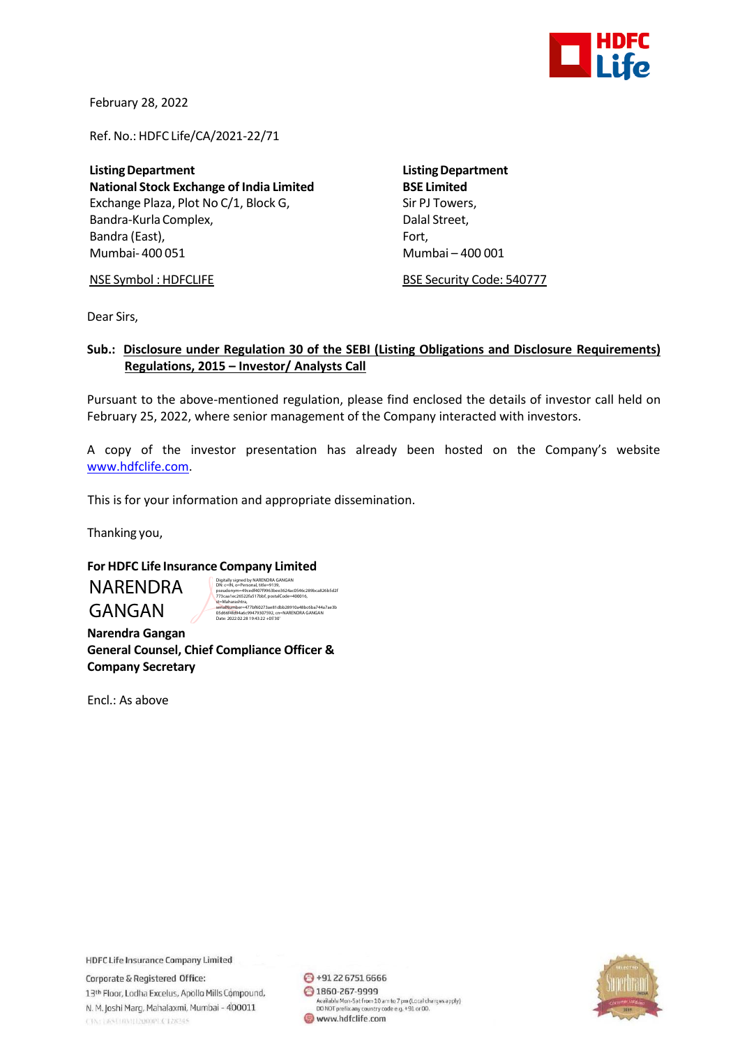February 28, 2022

Ref. No.: HDFC Life/CA/2021-22/71

**Listing Department**
**National Stock Exchange of India Limited**
Exchange Plaza, Plot No C/1, Block G,
Bandra-Kurla Complex,
Bandra (East),
Mumbai- 400 051

NSE Symbol : HDFCLIFE

**Listing Department**
**BSE Limited**
Sir PJ Towers,
Dalal Street,
Fort,
Mumbai – 400 001

BSE Security Code: 540777

Dear Sirs,

**Sub.: Disclosure under Regulation 30 of the SEBI (Listing Obligations and Disclosure Requirements) Regulations, 2015 – Investor/ Analysts Call**

Pursuant to the above-mentioned regulation, please find enclosed the details of investor call held on February 25, 2022, where senior management of the Company interacted with investors.

A copy of the investor presentation has already been hosted on the Company's website www.hdfclife.com.

This is for your information and appropriate dissemination.

Thanking you,

**For HDFC Life Insurance Company Limited**

NARENDRA GANGAN

Digitally signed by NARENDRA GANGAN
Date: 2022.02.28 19:43:22 +05'30'

**Narendra Gangan**
**General Counsel, Chief Compliance Officer & Company Secretary**

Encl.: As above

HDFC Life Insurance Company Limited

Corporate & Registered Office:
13th Floor, Lodha Excelus, Apollo Mills Compound,
N. M. Joshi Marg, Mahalaxmi, Mumbai - 400011

+91 22 6751 6666
1860-267-9999
Available Mon-Sat from 10 am to 7 pm (Local charges apply)
DO NOT prefix any country code e.g. +91 or 00.
www.hdfclife.com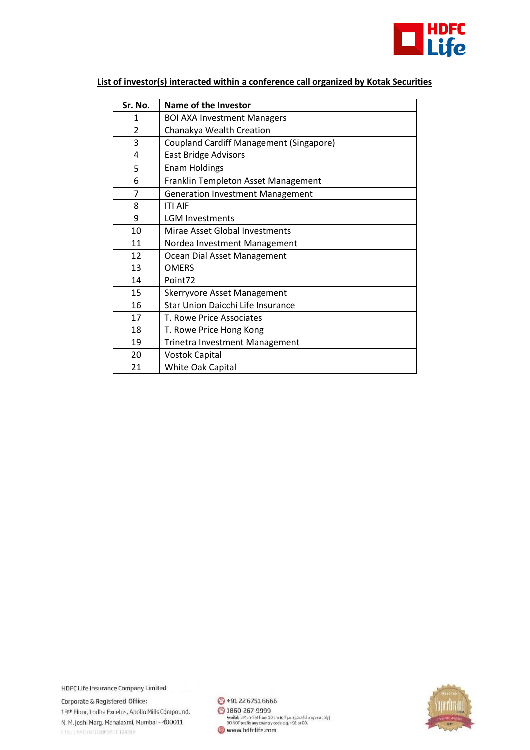**List of investor(s) interacted within a conference call organized by Kotak Securities**

| Sr. No. | Name of the Investor |
|---|---|
| 1 | BOI AXA Investment Managers |
| 2 | Chanakya Wealth Creation |
| 3 | Coupland Cardiff Management (Singapore) |
| 4 | East Bridge Advisors |
| 5 | Enam Holdings |
| 6 | Franklin Templeton Asset Management |
| 7 | Generation Investment Management |
| 8 | ITI AIF |
| 9 | LGM Investments |
| 10 | Mirae Asset Global Investments |
| 11 | Nordea Investment Management |
| 12 | Ocean Dial Asset Management |
| 13 | OMERS |
| 14 | Point72 |
| 15 | Skerryvore Asset Management |
| 16 | Star Union Daicchi Life Insurance |
| 17 | T. Rowe Price Associates |
| 18 | T. Rowe Price Hong Kong |
| 19 | Trinetra Investment Management |
| 20 | Vostok Capital |
| 21 | White Oak Capital |